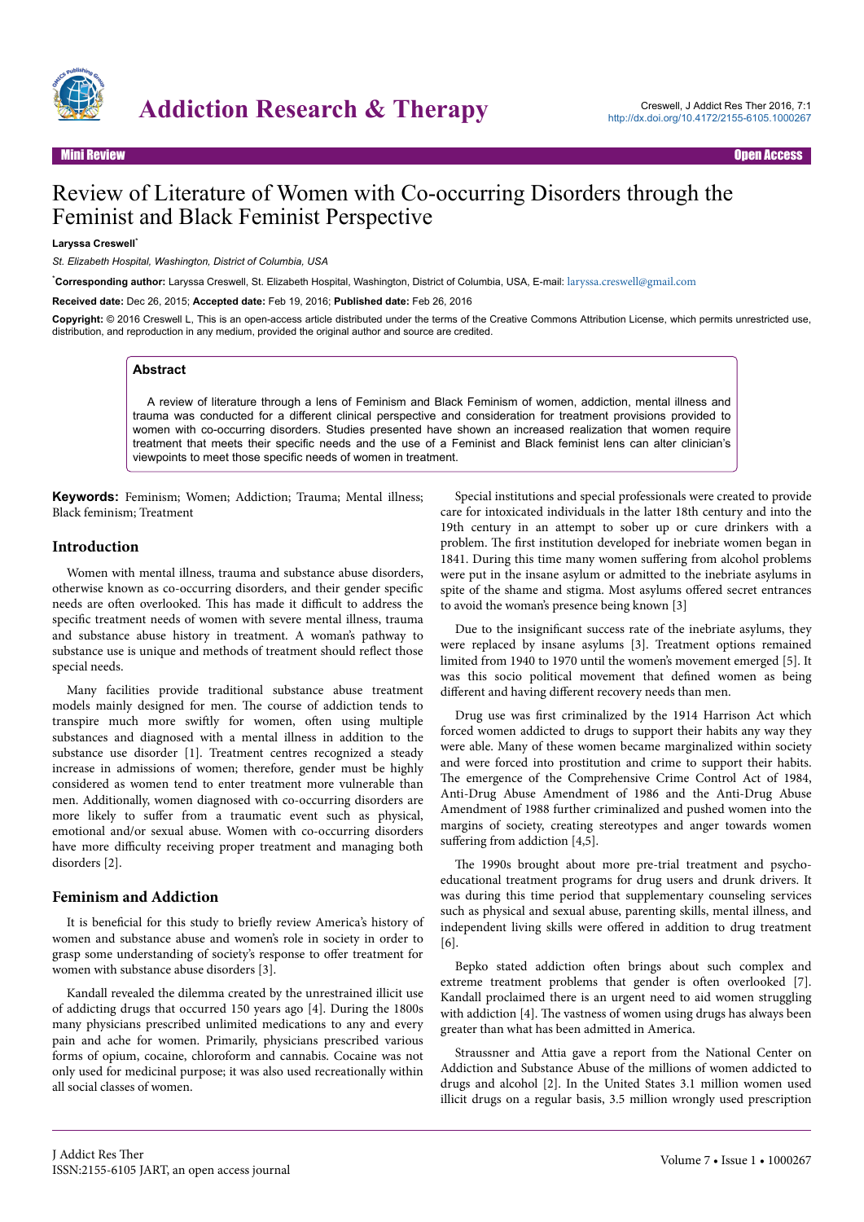Mini Review | Open Access

# Review of Literature of Women with Co-occurring Disorders through the Feminist and Black Feminist Perspective

**Laryssa Creswell***

*St. Elizabeth Hospital, Washington, District of Columbia, USA*

***Corresponding author:** Laryssa Creswell, St. Elizabeth Hospital, Washington, District of Columbia, USA, E-mail: laryssa.creswell@gmail.com

**Received date:** Dec 26, 2015; **Accepted date:** Feb 19, 2016; **Published date:** Feb 26, 2016

**Copyright:** © 2016 Creswell L, This is an open-access article distributed under the terms of the Creative Commons Attribution License, which permits unrestricted use, distribution, and reproduction in any medium, provided the original author and source are credited.

## Abstract

A review of literature through a lens of Feminism and Black Feminism of women, addiction, mental illness and trauma was conducted for a different clinical perspective and consideration for treatment provisions provided to women with co-occurring disorders. Studies presented have shown an increased realization that women require treatment that meets their specific needs and the use of a Feminist and Black feminist lens can alter clinician's viewpoints to meet those specific needs of women in treatment.

**Keywords:** Feminism; Women; Addiction; Trauma; Mental illness; Black feminism; Treatment

## Introduction

Women with mental illness, trauma and substance abuse disorders, otherwise known as co-occurring disorders, and their gender specific needs are often overlooked. This has made it difficult to address the specific treatment needs of women with severe mental illness, trauma and substance abuse history in treatment. A woman's pathway to substance use is unique and methods of treatment should reflect those special needs.

Many facilities provide traditional substance abuse treatment models mainly designed for men. The course of addiction tends to transpire much more swiftly for women, often using multiple substances and diagnosed with a mental illness in addition to the substance use disorder [1]. Treatment centres recognized a steady increase in admissions of women; therefore, gender must be highly considered as women tend to enter treatment more vulnerable than men. Additionally, women diagnosed with co-occurring disorders are more likely to suffer from a traumatic event such as physical, emotional and/or sexual abuse. Women with co-occurring disorders have more difficulty receiving proper treatment and managing both disorders [2].

## Feminism and Addiction

It is beneficial for this study to briefly review America's history of women and substance abuse and women's role in society in order to grasp some understanding of society's response to offer treatment for women with substance abuse disorders [3].

Kandall revealed the dilemma created by the unrestrained illicit use of addicting drugs that occurred 150 years ago [4]. During the 1800s many physicians prescribed unlimited medications to any and every pain and ache for women. Primarily, physicians prescribed various forms of opium, cocaine, chloroform and cannabis. Cocaine was not only used for medicinal purpose; it was also used recreationally within all social classes of women.

Special institutions and special professionals were created to provide care for intoxicated individuals in the latter 18th century and into the 19th century in an attempt to sober up or cure drinkers with a problem. The first institution developed for inebriate women began in 1841. During this time many women suffering from alcohol problems were put in the insane asylum or admitted to the inebriate asylums in spite of the shame and stigma. Most asylums offered secret entrances to avoid the woman's presence being known [3]

Due to the insignificant success rate of the inebriate asylums, they were replaced by insane asylums [3]. Treatment options remained limited from 1940 to 1970 until the women's movement emerged [5]. It was this socio political movement that defined women as being different and having different recovery needs than men.

Drug use was first criminalized by the 1914 Harrison Act which forced women addicted to drugs to support their habits any way they were able. Many of these women became marginalized within society and were forced into prostitution and crime to support their habits. The emergence of the Comprehensive Crime Control Act of 1984, Anti-Drug Abuse Amendment of 1986 and the Anti-Drug Abuse Amendment of 1988 further criminalized and pushed women into the margins of society, creating stereotypes and anger towards women suffering from addiction [4,5].

The 1990s brought about more pre-trial treatment and psycho-educational treatment programs for drug users and drunk drivers. It was during this time period that supplementary counseling services such as physical and sexual abuse, parenting skills, mental illness, and independent living skills were offered in addition to drug treatment [6].

Bepko stated addiction often brings about such complex and extreme treatment problems that gender is often overlooked [7]. Kandall proclaimed there is an urgent need to aid women struggling with addiction [4]. The vastness of women using drugs has always been greater than what has been admitted in America.

Straussner and Attia gave a report from the National Center on Addiction and Substance Abuse of the millions of women addicted to drugs and alcohol [2]. In the United States 3.1 million women used illicit drugs on a regular basis, 3.5 million wrongly used prescription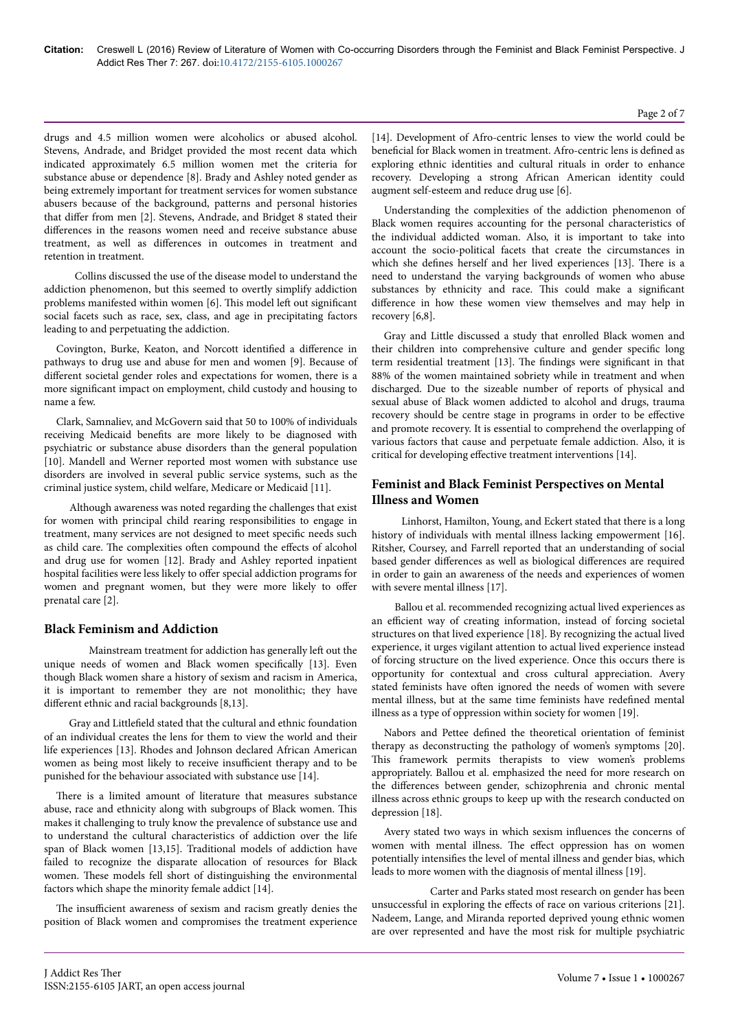drugs and 4.5 million women were alcoholics or abused alcohol. Stevens, Andrade, and Bridget provided the most recent data which indicated approximately 6.5 million women met the criteria for substance abuse or dependence [8]. Brady and Ashley noted gender as being extremely important for treatment services for women substance abusers because of the background, patterns and personal histories that differ from men [2]. Stevens, Andrade, and Bridget 8 stated their differences in the reasons women need and receive substance abuse treatment, as well as differences in outcomes in treatment and retention in treatment.

Collins discussed the use of the disease model to understand the addiction phenomenon, but this seemed to overtly simplify addiction problems manifested within women [6]. This model left out significant social facets such as race, sex, class, and age in precipitating factors leading to and perpetuating the addiction.

Covington, Burke, Keaton, and Norcott identified a difference in pathways to drug use and abuse for men and women [9]. Because of different societal gender roles and expectations for women, there is a more significant impact on employment, child custody and housing to name a few.

Clark, Samnaliev, and McGovern said that 50 to 100% of individuals receiving Medicaid benefits are more likely to be diagnosed with psychiatric or substance abuse disorders than the general population [10]. Mandell and Werner reported most women with substance use disorders are involved in several public service systems, such as the criminal justice system, child welfare, Medicare or Medicaid [11].

Although awareness was noted regarding the challenges that exist for women with principal child rearing responsibilities to engage in treatment, many services are not designed to meet specific needs such as child care. The complexities often compound the effects of alcohol and drug use for women [12]. Brady and Ashley reported inpatient hospital facilities were less likely to offer special addiction programs for women and pregnant women, but they were more likely to offer prenatal care [2].

## Black Feminism and Addiction

Mainstream treatment for addiction has generally left out the unique needs of women and Black women specifically [13]. Even though Black women share a history of sexism and racism in America, it is important to remember they are not monolithic; they have different ethnic and racial backgrounds [8,13].

Gray and Littlefield stated that the cultural and ethnic foundation of an individual creates the lens for them to view the world and their life experiences [13]. Rhodes and Johnson declared African American women as being most likely to receive insufficient therapy and to be punished for the behaviour associated with substance use [14].

There is a limited amount of literature that measures substance abuse, race and ethnicity along with subgroups of Black women. This makes it challenging to truly know the prevalence of substance use and to understand the cultural characteristics of addiction over the life span of Black women [13,15]. Traditional models of addiction have failed to recognize the disparate allocation of resources for Black women. These models fell short of distinguishing the environmental factors which shape the minority female addict [14].

The insufficient awareness of sexism and racism greatly denies the position of Black women and compromises the treatment experience [14]. Development of Afro-centric lenses to view the world could be beneficial for Black women in treatment. Afro-centric lens is defined as exploring ethnic identities and cultural rituals in order to enhance recovery. Developing a strong African American identity could augment self-esteem and reduce drug use [6].

Understanding the complexities of the addiction phenomenon of Black women requires accounting for the personal characteristics of the individual addicted woman. Also, it is important to take into account the socio-political facets that create the circumstances in which she defines herself and her lived experiences [13]. There is a need to understand the varying backgrounds of women who abuse substances by ethnicity and race. This could make a significant difference in how these women view themselves and may help in recovery [6,8].

Gray and Little discussed a study that enrolled Black women and their children into comprehensive culture and gender specific long term residential treatment [13]. The findings were significant in that 88% of the women maintained sobriety while in treatment and when discharged. Due to the sizeable number of reports of physical and sexual abuse of Black women addicted to alcohol and drugs, trauma recovery should be centre stage in programs in order to be effective and promote recovery. It is essential to comprehend the overlapping of various factors that cause and perpetuate female addiction. Also, it is critical for developing effective treatment interventions [14].

## Feminist and Black Feminist Perspectives on Mental Illness and Women

Linhorst, Hamilton, Young, and Eckert stated that there is a long history of individuals with mental illness lacking empowerment [16]. Ritsher, Coursey, and Farrell reported that an understanding of social based gender differences as well as biological differences are required in order to gain an awareness of the needs and experiences of women with severe mental illness [17].

Ballou et al. recommended recognizing actual lived experiences as an efficient way of creating information, instead of forcing societal structures on that lived experience [18]. By recognizing the actual lived experience, it urges vigilant attention to actual lived experience instead of forcing structure on the lived experience. Once this occurs there is opportunity for contextual and cross cultural appreciation. Avery stated feminists have often ignored the needs of women with severe mental illness, but at the same time feminists have redefined mental illness as a type of oppression within society for women [19].

Nabors and Pettee defined the theoretical orientation of feminist therapy as deconstructing the pathology of women's symptoms [20]. This framework permits therapists to view women's problems appropriately. Ballou et al. emphasized the need for more research on the differences between gender, schizophrenia and chronic mental illness across ethnic groups to keep up with the research conducted on depression [18].

Avery stated two ways in which sexism influences the concerns of women with mental illness. The effect oppression has on women potentially intensifies the level of mental illness and gender bias, which leads to more women with the diagnosis of mental illness [19].

Carter and Parks stated most research on gender has been unsuccessful in exploring the effects of race on various criterions [21]. Nadeem, Lange, and Miranda reported deprived young ethnic women are over represented and have the most risk for multiple psychiatric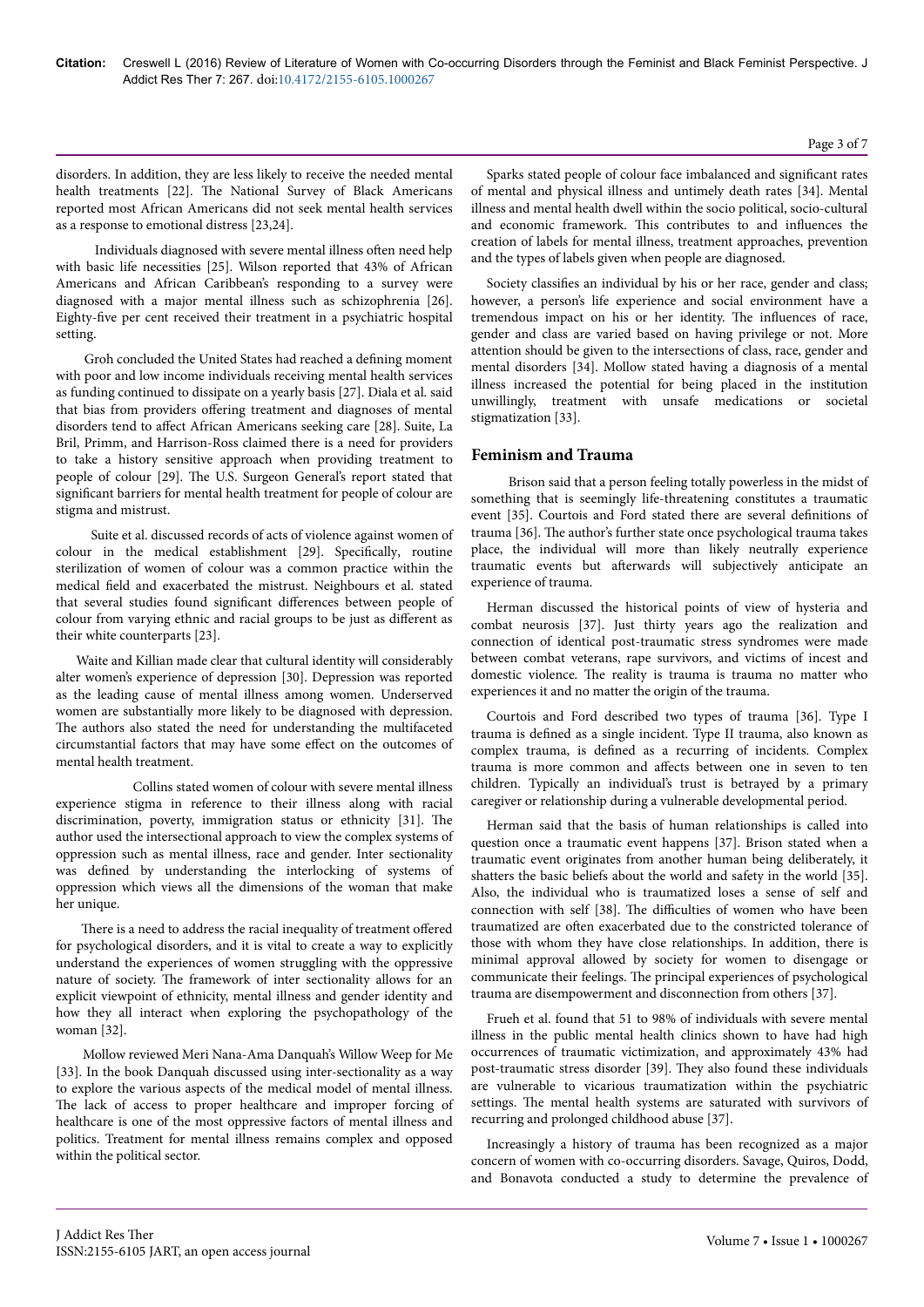disorders. In addition, they are less likely to receive the needed mental health treatments [22]. The National Survey of Black Americans reported most African Americans did not seek mental health services as a response to emotional distress [23,24].

Individuals diagnosed with severe mental illness often need help with basic life necessities [25]. Wilson reported that 43% of African Americans and African Caribbean's responding to a survey were diagnosed with a major mental illness such as schizophrenia [26]. Eighty-five per cent received their treatment in a psychiatric hospital setting.

Groh concluded the United States had reached a defining moment with poor and low income individuals receiving mental health services as funding continued to dissipate on a yearly basis [27]. Diala et al. said that bias from providers offering treatment and diagnoses of mental disorders tend to affect African Americans seeking care [28]. Suite, La Bril, Primm, and Harrison-Ross claimed there is a need for providers to take a history sensitive approach when providing treatment to people of colour [29]. The U.S. Surgeon General's report stated that significant barriers for mental health treatment for people of colour are stigma and mistrust.

Suite et al. discussed records of acts of violence against women of colour in the medical establishment [29]. Specifically, routine sterilization of women of colour was a common practice within the medical field and exacerbated the mistrust. Neighbours et al. stated that several studies found significant differences between people of colour from varying ethnic and racial groups to be just as different as their white counterparts [23].

Waite and Killian made clear that cultural identity will considerably alter women's experience of depression [30]. Depression was reported as the leading cause of mental illness among women. Underserved women are substantially more likely to be diagnosed with depression. The authors also stated the need for understanding the multifaceted circumstantial factors that may have some effect on the outcomes of mental health treatment.

Collins stated women of colour with severe mental illness experience stigma in reference to their illness along with racial discrimination, poverty, immigration status or ethnicity [31]. The author used the intersectional approach to view the complex systems of oppression such as mental illness, race and gender. Inter sectionality was defined by understanding the interlocking of systems of oppression which views all the dimensions of the woman that make her unique.

There is a need to address the racial inequality of treatment offered for psychological disorders, and it is vital to create a way to explicitly understand the experiences of women struggling with the oppressive nature of society. The framework of inter sectionality allows for an explicit viewpoint of ethnicity, mental illness and gender identity and how they all interact when exploring the psychopathology of the woman [32].

Mollow reviewed Meri Nana-Ama Danquah's Willow Weep for Me [33]. In the book Danquah discussed using inter-sectionality as a way to explore the various aspects of the medical model of mental illness. The lack of access to proper healthcare and improper forcing of healthcare is one of the most oppressive factors of mental illness and politics. Treatment for mental illness remains complex and opposed within the political sector.

Sparks stated people of colour face imbalanced and significant rates of mental and physical illness and untimely death rates [34]. Mental illness and mental health dwell within the socio political, socio-cultural and economic framework. This contributes to and influences the creation of labels for mental illness, treatment approaches, prevention and the types of labels given when people are diagnosed.

Society classifies an individual by his or her race, gender and class; however, a person's life experience and social environment have a tremendous impact on his or her identity. The influences of race, gender and class are varied based on having privilege or not. More attention should be given to the intersections of class, race, gender and mental disorders [34]. Mollow stated having a diagnosis of a mental illness increased the potential for being placed in the institution unwillingly, treatment with unsafe medications or societal stigmatization [33].

## Feminism and Trauma

Brison said that a person feeling totally powerless in the midst of something that is seemingly life-threatening constitutes a traumatic event [35]. Courtois and Ford stated there are several definitions of trauma [36]. The author's further state once psychological trauma takes place, the individual will more than likely neutrally experience traumatic events but afterwards will subjectively anticipate an experience of trauma.

Herman discussed the historical points of view of hysteria and combat neurosis [37]. Just thirty years ago the realization and connection of identical post-traumatic stress syndromes were made between combat veterans, rape survivors, and victims of incest and domestic violence. The reality is trauma is trauma no matter who experiences it and no matter the origin of the trauma.

Courtois and Ford described two types of trauma [36]. Type I trauma is defined as a single incident. Type II trauma, also known as complex trauma, is defined as a recurring of incidents. Complex trauma is more common and affects between one in seven to ten children. Typically an individual's trust is betrayed by a primary caregiver or relationship during a vulnerable developmental period.

Herman said that the basis of human relationships is called into question once a traumatic event happens [37]. Brison stated when a traumatic event originates from another human being deliberately, it shatters the basic beliefs about the world and safety in the world [35]. Also, the individual who is traumatized loses a sense of self and connection with self [38]. The difficulties of women who have been traumatized are often exacerbated due to the constricted tolerance of those with whom they have close relationships. In addition, there is minimal approval allowed by society for women to disengage or communicate their feelings. The principal experiences of psychological trauma are disempowerment and disconnection from others [37].

Frueh et al. found that 51 to 98% of individuals with severe mental illness in the public mental health clinics shown to have had high occurrences of traumatic victimization, and approximately 43% had post-traumatic stress disorder [39]. They also found these individuals are vulnerable to vicarious traumatization within the psychiatric settings. The mental health systems are saturated with survivors of recurring and prolonged childhood abuse [37].

Increasingly a history of trauma has been recognized as a major concern of women with co-occurring disorders. Savage, Quiros, Dodd, and Bonavota conducted a study to determine the prevalence of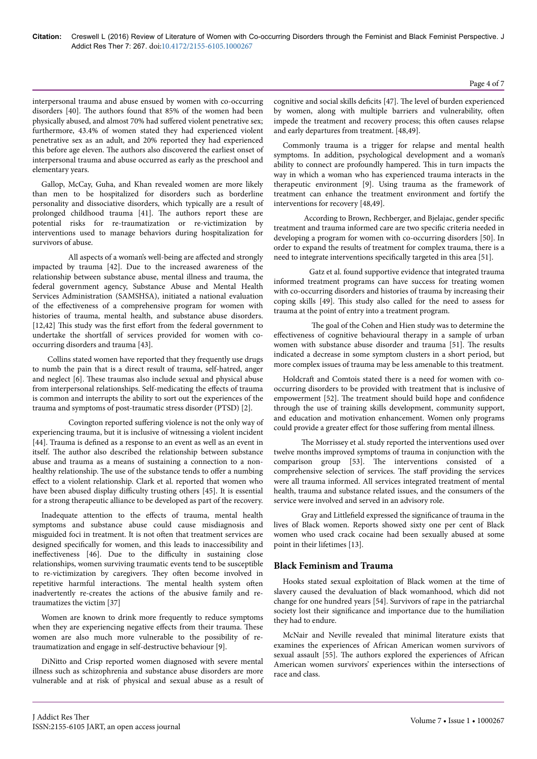interpersonal trauma and abuse ensued by women with co-occurring disorders [40]. The authors found that 85% of the women had been physically abused, and almost 70% had suffered violent penetrative sex; furthermore, 43.4% of women stated they had experienced violent penetrative sex as an adult, and 20% reported they had experienced this before age eleven. The authors also discovered the earliest onset of interpersonal trauma and abuse occurred as early as the preschool and elementary years.

Gallop, McCay, Guha, and Khan revealed women are more likely than men to be hospitalized for disorders such as borderline personality and dissociative disorders, which typically are a result of prolonged childhood trauma [41]. The authors report these are potential risks for re-traumatization or re-victimization by interventions used to manage behaviors during hospitalization for survivors of abuse.

All aspects of a woman's well-being are affected and strongly impacted by trauma [42]. Due to the increased awareness of the relationship between substance abuse, mental illness and trauma, the federal government agency, Substance Abuse and Mental Health Services Administration (SAMSHSA), initiated a national evaluation of the effectiveness of a comprehensive program for women with histories of trauma, mental health, and substance abuse disorders. [12,42] This study was the first effort from the federal government to undertake the shortfall of services provided for women with co-occurring disorders and trauma [43].

Collins stated women have reported that they frequently use drugs to numb the pain that is a direct result of trauma, self-hatred, anger and neglect [6]. These traumas also include sexual and physical abuse from interpersonal relationships. Self-medicating the effects of trauma is common and interrupts the ability to sort out the experiences of the trauma and symptoms of post-traumatic stress disorder (PTSD) [2].

Covington reported suffering violence is not the only way of experiencing trauma, but it is inclusive of witnessing a violent incident [44]. Trauma is defined as a response to an event as well as an event in itself. The author also described the relationship between substance abuse and trauma as a means of sustaining a connection to a non-healthy relationship. The use of the substance tends to offer a numbing effect to a violent relationship. Clark et al. reported that women who have been abused display difficulty trusting others [45]. It is essential for a strong therapeutic alliance to be developed as part of the recovery.

Inadequate attention to the effects of trauma, mental health symptoms and substance abuse could cause misdiagnosis and misguided foci in treatment. It is not often that treatment services are designed specifically for women, and this leads to inaccessibility and ineffectiveness [46]. Due to the difficulty in sustaining close relationships, women surviving traumatic events tend to be susceptible to re-victimization by caregivers. They often become involved in repetitive harmful interactions. The mental health system often inadvertently re-creates the actions of the abusive family and re-traumatizes the victim [37]

Women are known to drink more frequently to reduce symptoms when they are experiencing negative effects from their trauma. These women are also much more vulnerable to the possibility of re-traumatization and engage in self-destructive behaviour [9].

DiNitto and Crisp reported women diagnosed with severe mental illness such as schizophrenia and substance abuse disorders are more vulnerable and at risk of physical and sexual abuse as a result of cognitive and social skills deficits [47]. The level of burden experienced by women, along with multiple barriers and vulnerability, often impede the treatment and recovery process; this often causes relapse and early departures from treatment. [48,49].

Commonly trauma is a trigger for relapse and mental health symptoms. In addition, psychological development and a woman's ability to connect are profoundly hampered. This in turn impacts the way in which a woman who has experienced trauma interacts in the therapeutic environment [9]. Using trauma as the framework of treatment can enhance the treatment environment and fortify the interventions for recovery [48,49].

According to Brown, Rechberger, and Bjelajac, gender specific treatment and trauma informed care are two specific criteria needed in developing a program for women with co-occurring disorders [50]. In order to expand the results of treatment for complex trauma, there is a need to integrate interventions specifically targeted in this area [51].

Gatz et al. found supportive evidence that integrated trauma informed treatment programs can have success for treating women with co-occurring disorders and histories of trauma by increasing their coping skills [49]. This study also called for the need to assess for trauma at the point of entry into a treatment program.

The goal of the Cohen and Hien study was to determine the effectiveness of cognitive behavioural therapy in a sample of urban women with substance abuse disorder and trauma [51]. The results indicated a decrease in some symptom clusters in a short period, but more complex issues of trauma may be less amenable to this treatment.

Holdcraft and Comtois stated there is a need for women with co-occurring disorders to be provided with treatment that is inclusive of empowerment [52]. The treatment should build hope and confidence through the use of training skills development, community support, and education and motivation enhancement. Women only programs could provide a greater effect for those suffering from mental illness.

The Morrissey et al. study reported the interventions used over twelve months improved symptoms of trauma in conjunction with the comparison group [53]. The interventions consisted of a comprehensive selection of services. The staff providing the services were all trauma informed. All services integrated treatment of mental health, trauma and substance related issues, and the consumers of the service were involved and served in an advisory role.

Gray and Littlefield expressed the significance of trauma in the lives of Black women. Reports showed sixty one per cent of Black women who used crack cocaine had been sexually abused at some point in their lifetimes [13].

## Black Feminism and Trauma

Hooks stated sexual exploitation of Black women at the time of slavery caused the devaluation of black womanhood, which did not change for one hundred years [54]. Survivors of rape in the patriarchal society lost their significance and importance due to the humiliation they had to endure.

McNair and Neville revealed that minimal literature exists that examines the experiences of African American women survivors of sexual assault [55]. The authors explored the experiences of African American women survivors' experiences within the intersections of race and class.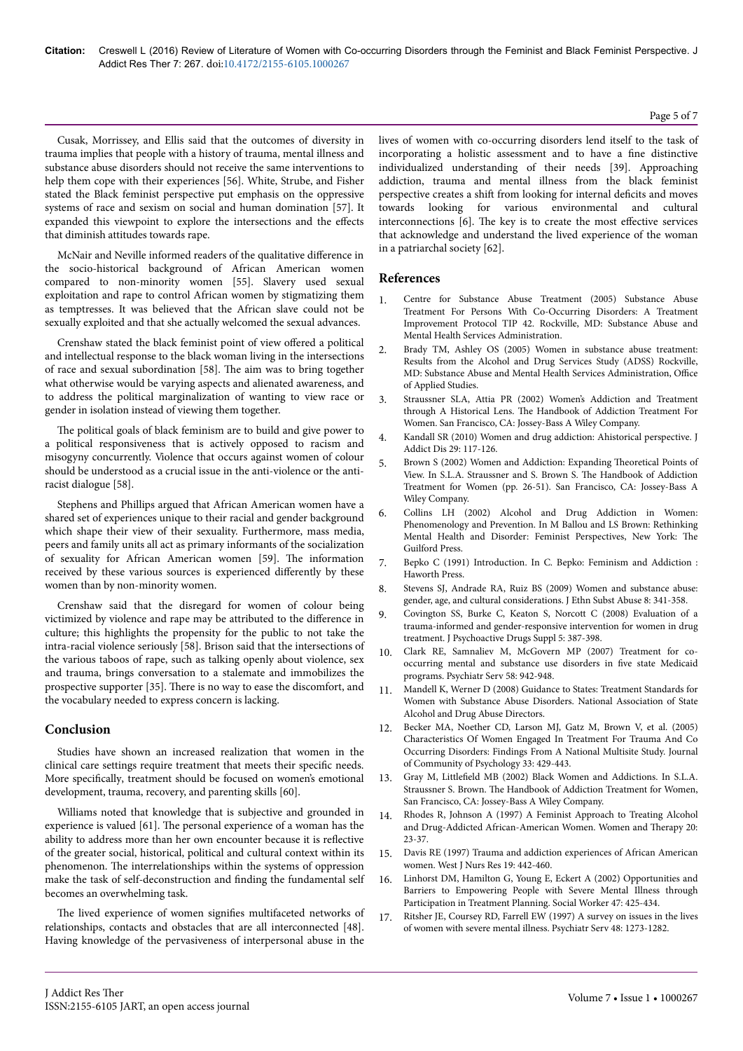Cusak, Morrissey, and Ellis said that the outcomes of diversity in trauma implies that people with a history of trauma, mental illness and substance abuse disorders should not receive the same interventions to help them cope with their experiences [56]. White, Strube, and Fisher stated the Black feminist perspective put emphasis on the oppressive systems of race and sexism on social and human domination [57]. It expanded this viewpoint to explore the intersections and the effects that diminish attitudes towards rape.

McNair and Neville informed readers of the qualitative difference in the socio-historical background of African American women compared to non-minority women [55]. Slavery used sexual exploitation and rape to control African women by stigmatizing them as temptresses. It was believed that the African slave could not be sexually exploited and that she actually welcomed the sexual advances.

Crenshaw stated the black feminist point of view offered a political and intellectual response to the black woman living in the intersections of race and sexual subordination [58]. The aim was to bring together what otherwise would be varying aspects and alienated awareness, and to address the political marginalization of wanting to view race or gender in isolation instead of viewing them together.

The political goals of black feminism are to build and give power to a political responsiveness that is actively opposed to racism and misogyny concurrently. Violence that occurs against women of colour should be understood as a crucial issue in the anti-violence or the anti-racist dialogue [58].

Stephens and Phillips argued that African American women have a shared set of experiences unique to their racial and gender background which shape their view of their sexuality. Furthermore, mass media, peers and family units all act as primary informants of the socialization of sexuality for African American women [59]. The information received by these various sources is experienced differently by these women than by non-minority women.

Crenshaw said that the disregard for women of colour being victimized by violence and rape may be attributed to the difference in culture; this highlights the propensity for the public to not take the intra-racial violence seriously [58]. Brison said that the intersections of the various taboos of rape, such as talking openly about violence, sex and trauma, brings conversation to a stalemate and immobilizes the prospective supporter [35]. There is no way to ease the discomfort, and the vocabulary needed to express concern is lacking.

## Conclusion

Studies have shown an increased realization that women in the clinical care settings require treatment that meets their specific needs. More specifically, treatment should be focused on women's emotional development, trauma, recovery, and parenting skills [60].

Williams noted that knowledge that is subjective and grounded in experience is valued [61]. The personal experience of a woman has the ability to address more than her own encounter because it is reflective of the greater social, historical, political and cultural context within its phenomenon. The interrelationships within the systems of oppression make the task of self-deconstruction and finding the fundamental self becomes an overwhelming task.

The lived experience of women signifies multifaceted networks of relationships, contacts and obstacles that are all interconnected [48]. Having knowledge of the pervasiveness of interpersonal abuse in the lives of women with co-occurring disorders lend itself to the task of incorporating a holistic assessment and to have a fine distinctive individualized understanding of their needs [39]. Approaching addiction, trauma and mental illness from the black feminist perspective creates a shift from looking for internal deficits and moves towards looking for various environmental and cultural interconnections [6]. The key is to create the most effective services that acknowledge and understand the lived experience of the woman in a patriarchal society [62].

## References

1. Centre for Substance Abuse Treatment (2005) Substance Abuse Treatment For Persons With Co-Occurring Disorders: A Treatment Improvement Protocol TIP 42. Rockville, MD: Substance Abuse and Mental Health Services Administration.
2. Brady TM, Ashley OS (2005) Women in substance abuse treatment: Results from the Alcohol and Drug Services Study (ADSS) Rockville, MD: Substance Abuse and Mental Health Services Administration, Office of Applied Studies.
3. Straussner SLA, Attia PR (2002) Women's Addiction and Treatment through A Historical Lens. The Handbook of Addiction Treatment For Women. San Francisco, CA: Jossey-Bass A Wiley Company.
4. Kandall SR (2010) Women and drug addiction: Ahistorical perspective. J Addict Dis 29: 117-126.
5. Brown S (2002) Women and Addiction: Expanding Theoretical Points of View. In S.L.A. Straussner and S. Brown S. The Handbook of Addiction Treatment for Women (pp. 26-51). San Francisco, CA: Jossey-Bass A Wiley Company.
6. Collins LH (2002) Alcohol and Drug Addiction in Women: Phenomenology and Prevention. In M Ballou and LS Brown: Rethinking Mental Health and Disorder: Feminist Perspectives, New York: The Guilford Press.
7. Bepko C (1991) Introduction. In C. Bepko: Feminism and Addiction : Haworth Press.
8. Stevens SJ, Andrade RA, Ruiz BS (2009) Women and substance abuse: gender, age, and cultural considerations. J Ethn Subst Abuse 8: 341-358.
9. Covington SS, Burke C, Keaton S, Norcott C (2008) Evaluation of a trauma-informed and gender-responsive intervention for women in drug treatment. J Psychoactive Drugs Suppl 5: 387-398.
10. Clark RE, Samnaliev M, McGovern MP (2007) Treatment for co-occurring mental and substance use disorders in five state Medicaid programs. Psychiatr Serv 58: 942-948.
11. Mandell K, Werner D (2008) Guidance to States: Treatment Standards for Women with Substance Abuse Disorders. National Association of State Alcohol and Drug Abuse Directors.
12. Becker MA, Noether CD, Larson MJ, Gatz M, Brown V, et al. (2005) Characteristics Of Women Engaged In Treatment For Trauma And Co Occurring Disorders: Findings From A National Multisite Study. Journal of Community of Psychology 33: 429-443.
13. Gray M, Littlefield MB (2002) Black Women and Addictions. In S.L.A. Straussner S. Brown. The Handbook of Addiction Treatment for Women, San Francisco, CA: Jossey-Bass A Wiley Company.
14. Rhodes R, Johnson A (1997) A Feminist Approach to Treating Alcohol and Drug-Addicted African-American Women. Women and Therapy 20: 23-37.
15. Davis RE (1997) Trauma and addiction experiences of African American women. West J Nurs Res 19: 442-460.
16. Linhorst DM, Hamilton G, Young E, Eckert A (2002) Opportunities and Barriers to Empowering People with Severe Mental Illness through Participation in Treatment Planning. Social Worker 47: 425-434.
17. Ritsher JE, Coursey RD, Farrell EW (1997) A survey on issues in the lives of women with severe mental illness. Psychiatr Serv 48: 1273-1282.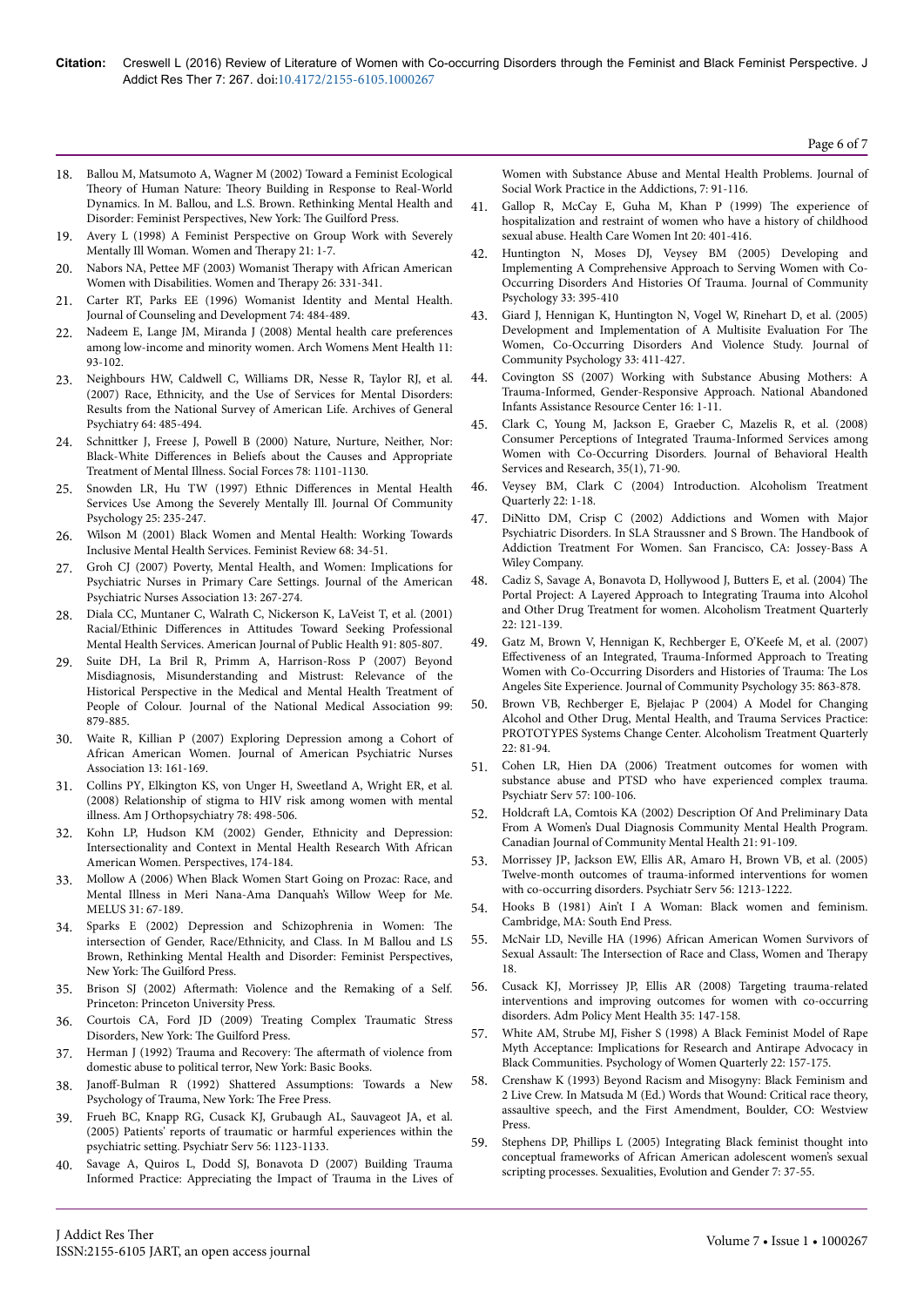18. Ballou M, Matsumoto A, Wagner M (2002) Toward a Feminist Ecological Theory of Human Nature: Theory Building in Response to Real-World Dynamics. In M. Ballou, and L.S. Brown. Rethinking Mental Health and Disorder: Feminist Perspectives, New York: The Guilford Press.
19. Avery L (1998) A Feminist Perspective on Group Work with Severely Mentally Ill Woman. Women and Therapy 21: 1-7.
20. Nabors NA, Pettee MF (2003) Womanist Therapy with African American Women with Disabilities. Women and Therapy 26: 331-341.
21. Carter RT, Parks EE (1996) Womanist Identity and Mental Health. Journal of Counseling and Development 74: 484-489.
22. Nadeem E, Lange JM, Miranda J (2008) Mental health care preferences among low-income and minority women. Arch Womens Ment Health 11: 93-102.
23. Neighbours HW, Caldwell C, Williams DR, Nesse R, Taylor RJ, et al. (2007) Race, Ethnicity, and the Use of Services for Mental Disorders: Results from the National Survey of American Life. Archives of General Psychiatry 64: 485-494.
24. Schnittker J, Freese J, Powell B (2000) Nature, Nurture, Neither, Nor: Black-White Differences in Beliefs about the Causes and Appropriate Treatment of Mental Illness. Social Forces 78: 1101-1130.
25. Snowden LR, Hu TW (1997) Ethnic Differences in Mental Health Services Use Among the Severely Mentally Ill. Journal Of Community Psychology 25: 235-247.
26. Wilson M (2001) Black Women and Mental Health: Working Towards Inclusive Mental Health Services. Feminist Review 68: 34-51.
27. Groh CJ (2007) Poverty, Mental Health, and Women: Implications for Psychiatric Nurses in Primary Care Settings. Journal of the American Psychiatric Nurses Association 13: 267-274.
28. Diala CC, Muntaner C, Walrath C, Nickerson K, LaVeist T, et al. (2001) Racial/Ethnic Differences in Attitudes Toward Seeking Professional Mental Health Services. American Journal of Public Health 91: 805-807.
29. Suite DH, La Bril R, Primm A, Harrison-Ross P (2007) Beyond Misdiagnosis, Misunderstanding and Mistrust: Relevance of the Historical Perspective in the Medical and Mental Health Treatment of People of Colour. Journal of the National Medical Association 99: 879-885.
30. Waite R, Killian P (2007) Exploring Depression among a Cohort of African American Women. Journal of American Psychiatric Nurses Association 13: 161-169.
31. Collins PY, Elkington KS, von Unger H, Sweetland A, Wright ER, et al. (2008) Relationship of stigma to HIV risk among women with mental illness. Am J Orthopsychiatry 78: 498-506.
32. Kohn LP, Hudson KM (2002) Gender, Ethnicity and Depression: Intersectionality and Context in Mental Health Research With African American Women. Perspectives, 174-184.
33. Mollow A (2006) When Black Women Start Going on Prozac: Race, and Mental Illness in Meri Nana-Ama Danquah's Willow Weep for Me. MELUS 31: 67-189.
34. Sparks E (2002) Depression and Schizophrenia in Women: The intersection of Gender, Race/Ethnicity, and Class. In M Ballou and LS Brown, Rethinking Mental Health and Disorder: Feminist Perspectives, New York: The Guilford Press.
35. Brison SJ (2002) Aftermath: Violence and the Remaking of a Self. Princeton: Princeton University Press.
36. Courtois CA, Ford JD (2009) Treating Complex Traumatic Stress Disorders, New York: The Guilford Press.
37. Herman J (1992) Trauma and Recovery: The aftermath of violence from domestic abuse to political terror, New York: Basic Books.
38. Janoff-Bulman R (1992) Shattered Assumptions: Towards a New Psychology of Trauma, New York: The Free Press.
39. Frueh BC, Knapp RG, Cusack KJ, Grubaugh AL, Sauvageot JA, et al. (2005) Patients' reports of traumatic or harmful experiences within the psychiatric setting. Psychiatr Serv 56: 1123-1133.
40. Savage A, Quiros L, Dodd SJ, Bonavota D (2007) Building Trauma Informed Practice: Appreciating the Impact of Trauma in the Lives of Women with Substance Abuse and Mental Health Problems. Journal of Social Work Practice in the Addictions, 7: 91-116.
41. Gallop R, McCay E, Guha M, Khan P (1999) The experience of hospitalization and restraint of women who have a history of childhood sexual abuse. Health Care Women Int 20: 401-416.
42. Huntington N, Moses DJ, Veysey BM (2005) Developing and Implementing A Comprehensive Approach to Serving Women with Co-Occurring Disorders And Histories Of Trauma. Journal of Community Psychology 33: 395-410
43. Giard J, Hennigan K, Huntington N, Vogel W, Rinehart D, et al. (2005) Development and Implementation of A Multisite Evaluation For The Women, Co-Occurring Disorders And Violence Study. Journal of Community Psychology 33: 411-427.
44. Covington SS (2007) Working with Substance Abusing Mothers: A Trauma-Informed, Gender-Responsive Approach. National Abandoned Infants Assistance Resource Center 16: 1-11.
45. Clark C, Young M, Jackson E, Graeber C, Mazelis R, et al. (2008) Consumer Perceptions of Integrated Trauma-Informed Services among Women with Co-Occurring Disorders. Journal of Behavioral Health Services and Research, 35(1), 71-90.
46. Veysey BM, Clark C (2004) Introduction. Alcoholism Treatment Quarterly 22: 1-18.
47. DiNitto DM, Crisp C (2002) Addictions and Women with Major Psychiatric Disorders. In SLA Straussner and S Brown. The Handbook of Addiction Treatment For Women. San Francisco, CA: Jossey-Bass A Wiley Company.
48. Cadiz S, Savage A, Bonavota D, Hollywood J, Butters E, et al. (2004) The Portal Project: A Layered Approach to Integrating Trauma into Alcohol and Other Drug Treatment for women. Alcoholism Treatment Quarterly 22: 121-139.
49. Gatz M, Brown V, Hennigan K, Rechberger E, O'Keefe M, et al. (2007) Effectiveness of an Integrated, Trauma-Informed Approach to Treating Women with Co-Occurring Disorders and Histories of Trauma: The Los Angeles Site Experience. Journal of Community Psychology 35: 863-878.
50. Brown VB, Rechberger E, Bjelajac P (2004) A Model for Changing Alcohol and Other Drug, Mental Health, and Trauma Services Practice: PROTOTYPES Systems Change Center. Alcoholism Treatment Quarterly 22: 81-94.
51. Cohen LR, Hien DA (2006) Treatment outcomes for women with substance abuse and PTSD who have experienced complex trauma. Psychiatr Serv 57: 100-106.
52. Holdcraft LA, Comtois KA (2002) Description Of And Preliminary Data From A Women's Dual Diagnosis Community Mental Health Program. Canadian Journal of Community Mental Health 21: 91-109.
53. Morrissey JP, Jackson EW, Ellis AR, Amaro H, Brown VB, et al. (2005) Twelve-month outcomes of trauma-informed interventions for women with co-occurring disorders. Psychiatr Serv 56: 1213-1222.
54. Hooks B (1981) Ain't I A Woman: Black women and feminism. Cambridge, MA: South End Press.
55. McNair LD, Neville HA (1996) African American Women Survivors of Sexual Assault: The Intersection of Race and Class, Women and Therapy 18.
56. Cusack KJ, Morrissey JP, Ellis AR (2008) Targeting trauma-related interventions and improving outcomes for women with co-occurring disorders. Adm Policy Ment Health 35: 147-158.
57. White AM, Strube MJ, Fisher S (1998) A Black Feminist Model of Rape Myth Acceptance: Implications for Research and Antirape Advocacy in Black Communities. Psychology of Women Quarterly 22: 157-175.
58. Crenshaw K (1993) Beyond Racism and Misogyny: Black Feminism and 2 Live Crew. In Matsuda M (Ed.) Words that Wound: Critical race theory, assaultive speech, and the First Amendment, Boulder, CO: Westview Press.
59. Stephens DP, Phillips L (2005) Integrating Black feminist thought into conceptual frameworks of African American adolescent women's sexual scripting processes. Sexualities, Evolution and Gender 7: 37-55.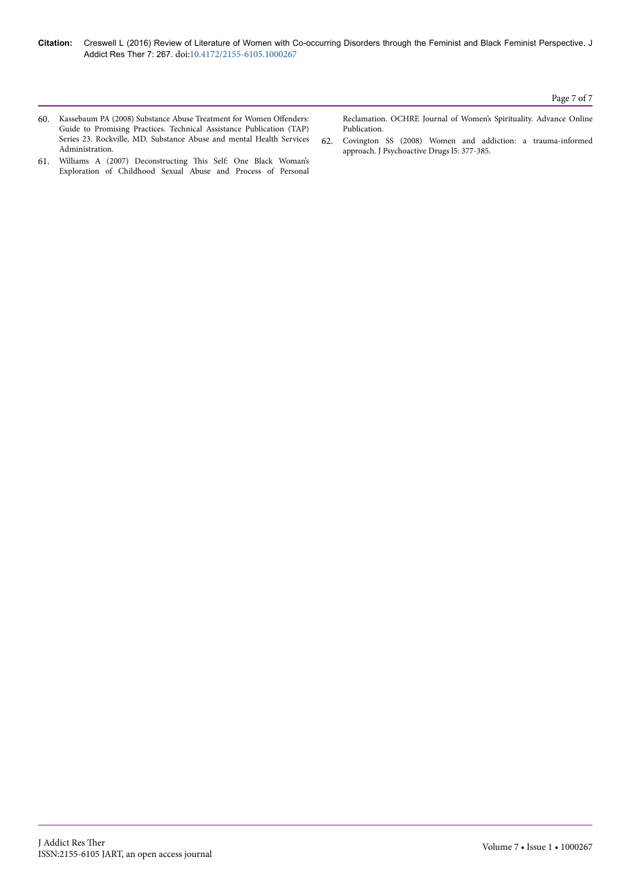60. Kassebaum PA (2008) Substance Abuse Treatment for Women Offenders: Guide to Promising Practices. Technical Assistance Publication (TAP) Series 23. Rockville, MD. Substance Abuse and mental Health Services Administration.
61. Williams A (2007) Deconstructing This Self: One Black Woman's Exploration of Childhood Sexual Abuse and Process of Personal Reclamation. OCHRE Journal of Women's Spirituality. Advance Online Publication.
62. Covington SS (2008) Women and addiction: a trauma-informed approach. J Psychoactive Drugs l5: 377-385.